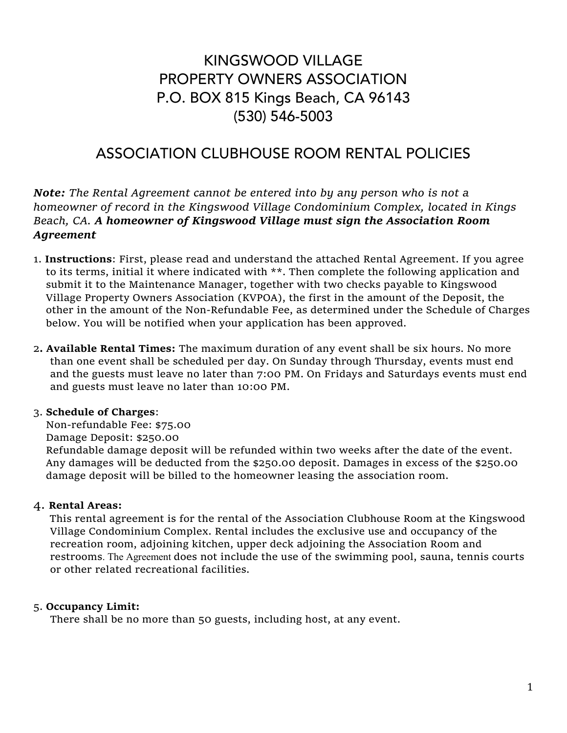# KINGSWOOD VILLAGE
# PROPERTY OWNERS ASSOCIATION
# P.O. BOX 815 Kings Beach, CA 96143
# (530) 546-5003

## ASSOCIATION CLUBHOUSE ROOM RENTAL POLICIES

***Note:*** *The Rental Agreement cannot be entered into by any person who is not a homeowner of record in the Kingswood Village Condominium Complex, located in Kings Beach, CA.* ***A homeowner of Kingswood Village must sign the Association Room Agreement***

1. **Instructions**: First, please read and understand the attached Rental Agreement. If you agree to its terms, initial it where indicated with **. Then complete the following application and submit it to the Maintenance Manager, together with two checks payable to Kingswood Village Property Owners Association (KVPOA), the first in the amount of the Deposit, the other in the amount of the Non-Refundable Fee, as determined under the Schedule of Charges below. You will be notified when your application has been approved.

2. **Available Rental Times:** The maximum duration of any event shall be six hours. No more than one event shall be scheduled per day. On Sunday through Thursday, events must end and the guests must leave no later than 7:00 PM. On Fridays and Saturdays events must end and guests must leave no later than 10:00 PM.

3. **Schedule of Charges**:
   Non-refundable Fee: $75.00
   Damage Deposit: $250.00
   Refundable damage deposit will be refunded within two weeks after the date of the event. Any damages will be deducted from the $250.00 deposit. Damages in excess of the $250.00 damage deposit will be billed to the homeowner leasing the association room.

4. **Rental Areas:**
   This rental agreement is for the rental of the Association Clubhouse Room at the Kingswood Village Condominium Complex. Rental includes the exclusive use and occupancy of the recreation room, adjoining kitchen, upper deck adjoining the Association Room and restrooms. The Agreement does not include the use of the swimming pool, sauna, tennis courts or other related recreational facilities.

5. **Occupancy Limit:**
   There shall be no more than 50 guests, including host, at any event.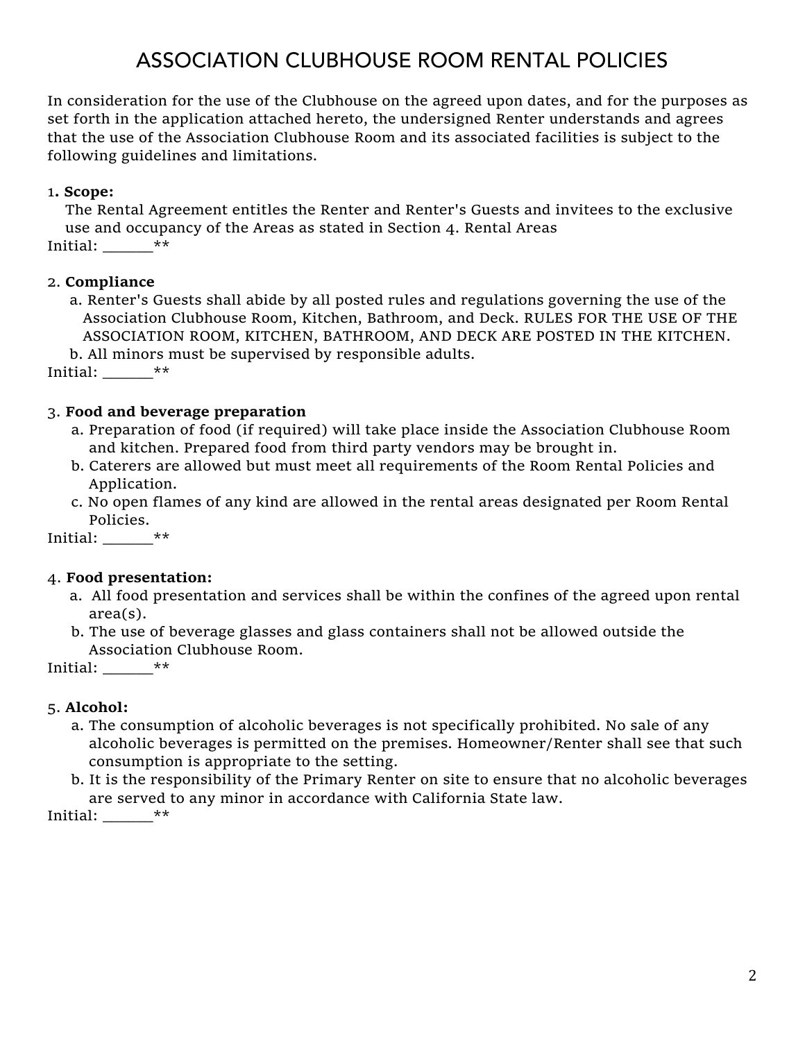# ASSOCIATION CLUBHOUSE ROOM RENTAL POLICIES

In consideration for the use of the Clubhouse on the agreed upon dates, and for the purposes as set forth in the application attached hereto, the undersigned Renter understands and agrees that the use of the Association Clubhouse Room and its associated facilities is subject to the following guidelines and limitations.

1**. Scope:**

The Rental Agreement entitles the Renter and Renter's Guests and invitees to the exclusive use and occupancy of the Areas as stated in Section 4. Rental Areas

Initial: ______**

2. **Compliance**

   a. Renter's Guests shall abide by all posted rules and regulations governing the use of the Association Clubhouse Room, Kitchen, Bathroom, and Deck. RULES FOR THE USE OF THE ASSOCIATION ROOM, KITCHEN, BATHROOM, AND DECK ARE POSTED IN THE KITCHEN.

   b. All minors must be supervised by responsible adults.

Initial: ______**

3. **Food and beverage preparation**

   a. Preparation of food (if required) will take place inside the Association Clubhouse Room and kitchen. Prepared food from third party vendors may be brought in.

   b. Caterers are allowed but must meet all requirements of the Room Rental Policies and Application.

   c. No open flames of any kind are allowed in the rental areas designated per Room Rental Policies.

Initial: ______**

4. **Food presentation:**

   a. All food presentation and services shall be within the confines of the agreed upon rental area(s).

   b. The use of beverage glasses and glass containers shall not be allowed outside the Association Clubhouse Room.

Initial: ______**

5. **Alcohol:**

   a. The consumption of alcoholic beverages is not specifically prohibited. No sale of any alcoholic beverages is permitted on the premises. Homeowner/Renter shall see that such consumption is appropriate to the setting.

   b. It is the responsibility of the Primary Renter on site to ensure that no alcoholic beverages are served to any minor in accordance with California State law.

Initial: ______**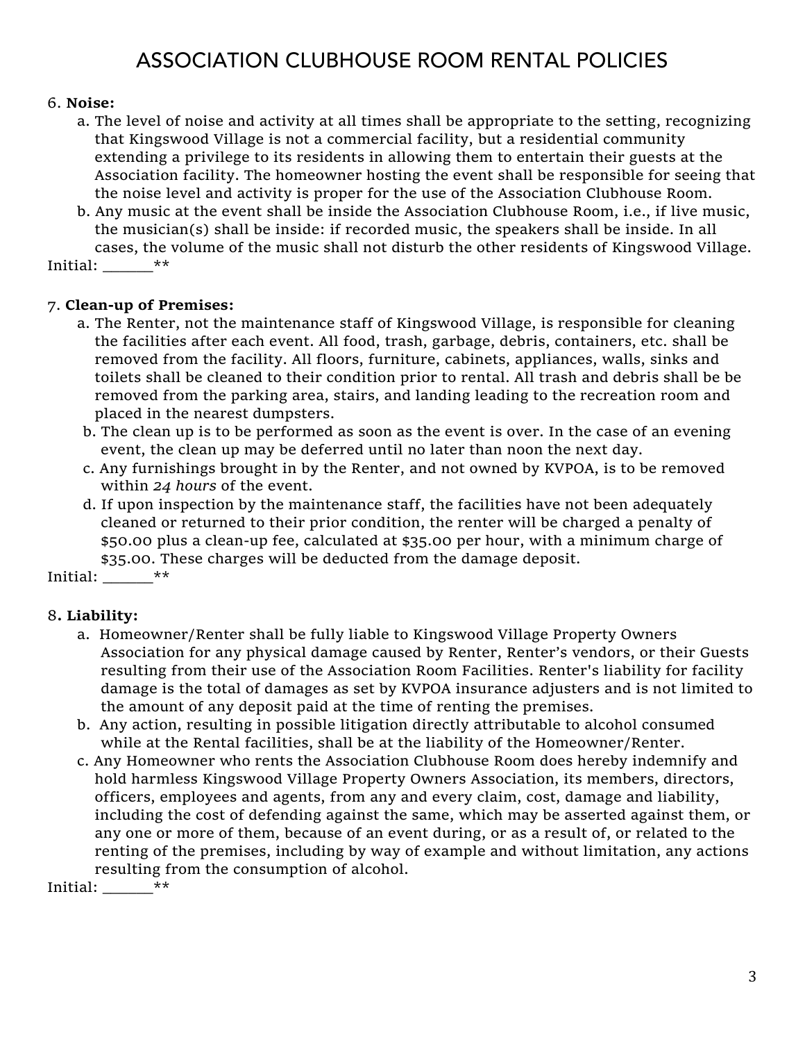# ASSOCIATION CLUBHOUSE ROOM RENTAL POLICIES

6. **Noise:**
   a. The level of noise and activity at all times shall be appropriate to the setting, recognizing that Kingswood Village is not a commercial facility, but a residential community extending a privilege to its residents in allowing them to entertain their guests at the Association facility. The homeowner hosting the event shall be responsible for seeing that the noise level and activity is proper for the use of the Association Clubhouse Room.
   b. Any music at the event shall be inside the Association Clubhouse Room, i.e., if live music, the musician(s) shall be inside: if recorded music, the speakers shall be inside. In all cases, the volume of the music shall not disturb the other residents of Kingswood Village.

Initial: ______**

7. **Clean-up of Premises:**
   a. The Renter, not the maintenance staff of Kingswood Village, is responsible for cleaning the facilities after each event. All food, trash, garbage, debris, containers, etc. shall be removed from the facility. All floors, furniture, cabinets, appliances, walls, sinks and toilets shall be cleaned to their condition prior to rental. All trash and debris shall be be removed from the parking area, stairs, and landing leading to the recreation room and placed in the nearest dumpsters.
   b. The clean up is to be performed as soon as the event is over. In the case of an evening event, the clean up may be deferred until no later than noon the next day.
   c. Any furnishings brought in by the Renter, and not owned by KVPOA, is to be removed within *24 hours* of the event.
   d. If upon inspection by the maintenance staff, the facilities have not been adequately cleaned or returned to their prior condition, the renter will be charged a penalty of $50.00 plus a clean-up fee, calculated at $35.00 per hour, with a minimum charge of $35.00. These charges will be deducted from the damage deposit.

Initial: ______**

8. **Liability:**
   a. Homeowner/Renter shall be fully liable to Kingswood Village Property Owners Association for any physical damage caused by Renter, Renter's vendors, or their Guests resulting from their use of the Association Room Facilities. Renter's liability for facility damage is the total of damages as set by KVPOA insurance adjusters and is not limited to the amount of any deposit paid at the time of renting the premises.
   b. Any action, resulting in possible litigation directly attributable to alcohol consumed while at the Rental facilities, shall be at the liability of the Homeowner/Renter.
   c. Any Homeowner who rents the Association Clubhouse Room does hereby indemnify and hold harmless Kingswood Village Property Owners Association, its members, directors, officers, employees and agents, from any and every claim, cost, damage and liability, including the cost of defending against the same, which may be asserted against them, or any one or more of them, because of an event during, or as a result of, or related to the renting of the premises, including by way of example and without limitation, any actions resulting from the consumption of alcohol.

Initial: ______**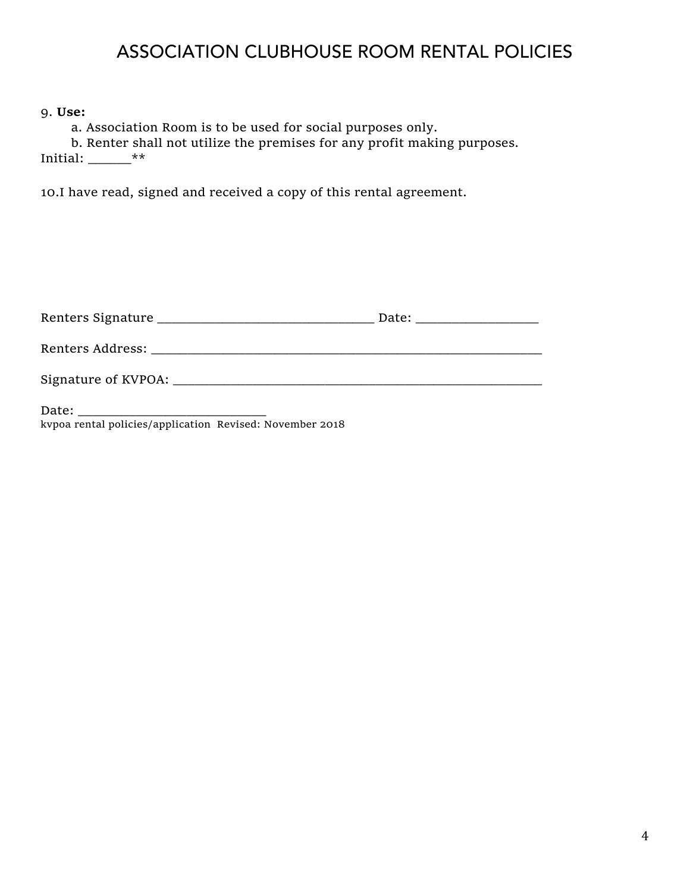# ASSOCIATION CLUBHOUSE ROOM RENTAL POLICIES

9. **Use:**
   a. Association Room is to be used for social purposes only.
   b. Renter shall not utilize the premises for any profit making purposes.

Initial: ______**

10. I have read, signed and received a copy of this rental agreement.

Renters Signature ________________________________ Date: __________________

Renters Address: __________________________________________________________

Signature of KVPOA: ______________________________________________________

Date: ____________________________

kvpoa rental policies/application Revised: November 2018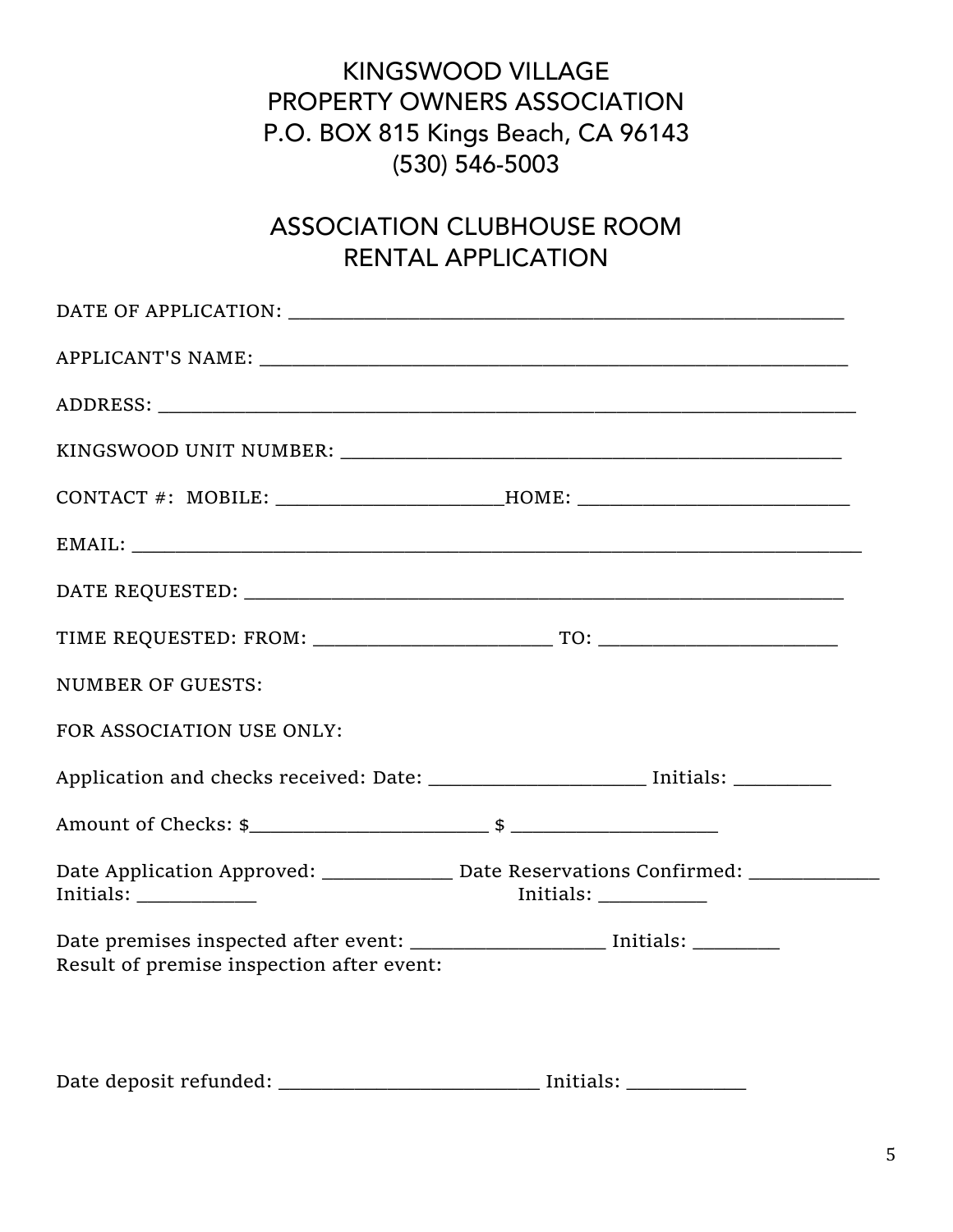# KINGSWOOD VILLAGE
# PROPERTY OWNERS ASSOCIATION
# P.O. BOX 815 Kings Beach, CA 96143
# (530) 546-5003

## ASSOCIATION CLUBHOUSE ROOM RENTAL APPLICATION

DATE OF APPLICATION: ___________________________________________________________

APPLICANT'S NAME: ______________________________________________________________

ADDRESS: _______________________________________________________________________

KINGSWOOD UNIT NUMBER: _________________________________________________

CONTACT #: MOBILE: ______________________HOME: __________________________

EMAIL: _________________________________________________________________________

DATE REQUESTED: ________________________________________________________________

TIME REQUESTED: FROM: _______________________ TO: _______________________

NUMBER OF GUESTS:

FOR ASSOCIATION USE ONLY:

Application and checks received: Date: _____________________ Initials: _________

Amount of Checks: $_______________________ $ ____________________

Date Application Approved: ____________ Date Reservations Confirmed: ____________
Initials: ___________ Initials: __________

Date premises inspected after event: __________________ Initials: ________
Result of premise inspection after event:

Date deposit refunded: _________________________ Initials: ___________